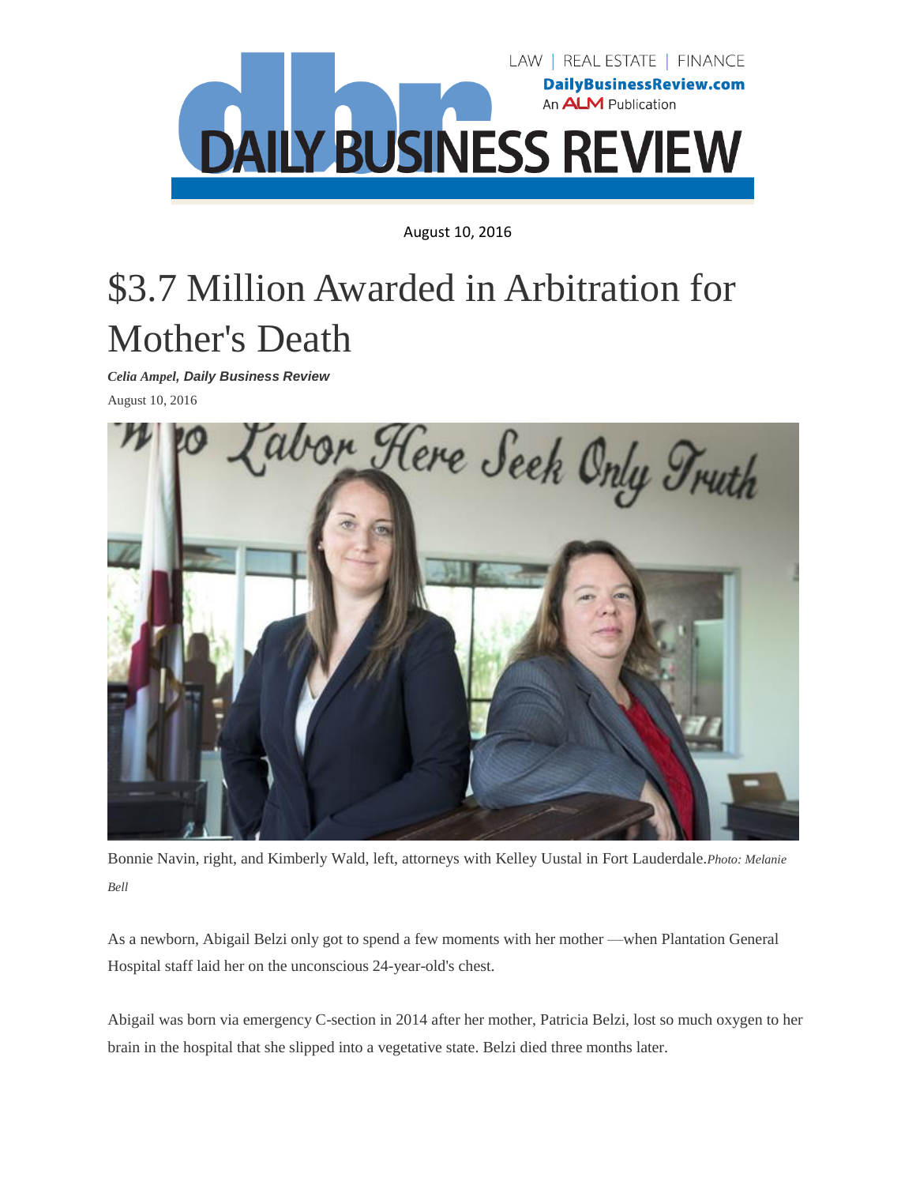August 10, 2016

# $3.7 Million Awarded in Arbitration for Mother's Death

***Celia Ampel, Daily Business Review***

August 10, 2016

Bonnie Navin, right, and Kimberly Wald, left, attorneys with Kelley Uustal in Fort Lauderdale.*Photo: Melanie Bell*

As a newborn, Abigail Belzi only got to spend a few moments with her mother —when Plantation General Hospital staff laid her on the unconscious 24-year-old's chest.

Abigail was born via emergency C-section in 2014 after her mother, Patricia Belzi, lost so much oxygen to her brain in the hospital that she slipped into a vegetative state. Belzi died three months later.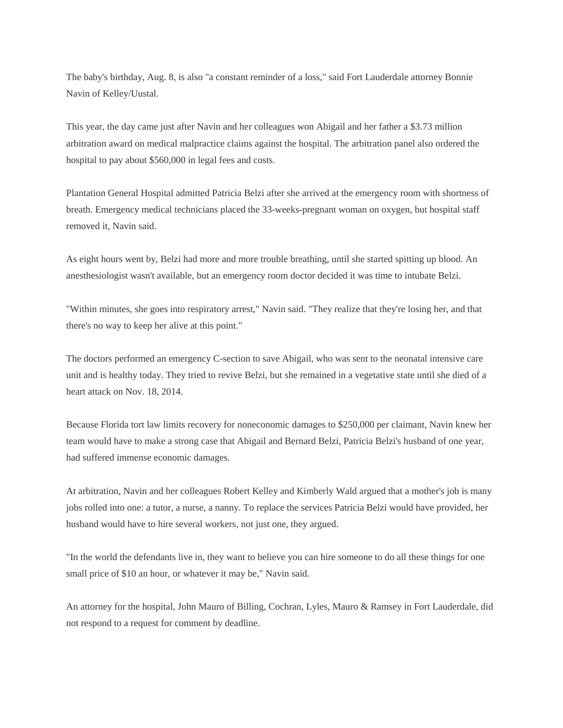The baby's birthday, Aug. 8, is also "a constant reminder of a loss," said Fort Lauderdale attorney Bonnie Navin of Kelley/Uustal.

This year, the day came just after Navin and her colleagues won Abigail and her father a $3.73 million arbitration award on medical malpractice claims against the hospital. The arbitration panel also ordered the hospital to pay about $560,000 in legal fees and costs.

Plantation General Hospital admitted Patricia Belzi after she arrived at the emergency room with shortness of breath. Emergency medical technicians placed the 33-weeks-pregnant woman on oxygen, but hospital staff removed it, Navin said.

As eight hours went by, Belzi had more and more trouble breathing, until she started spitting up blood. An anesthesiologist wasn't available, but an emergency room doctor decided it was time to intubate Belzi.

"Within minutes, she goes into respiratory arrest," Navin said. "They realize that they're losing her, and that there's no way to keep her alive at this point."

The doctors performed an emergency C-section to save Abigail, who was sent to the neonatal intensive care unit and is healthy today. They tried to revive Belzi, but she remained in a vegetative state until she died of a heart attack on Nov. 18, 2014.

Because Florida tort law limits recovery for noneconomic damages to $250,000 per claimant, Navin knew her team would have to make a strong case that Abigail and Bernard Belzi, Patricia Belzi's husband of one year, had suffered immense economic damages.

At arbitration, Navin and her colleagues Robert Kelley and Kimberly Wald argued that a mother's job is many jobs rolled into one: a tutor, a nurse, a nanny. To replace the services Patricia Belzi would have provided, her husband would have to hire several workers, not just one, they argued.

"In the world the defendants live in, they want to believe you can hire someone to do all these things for one small price of $10 an hour, or whatever it may be," Navin said.

An attorney for the hospital, John Mauro of Billing, Cochran, Lyles, Mauro & Ramsey in Fort Lauderdale, did not respond to a request for comment by deadline.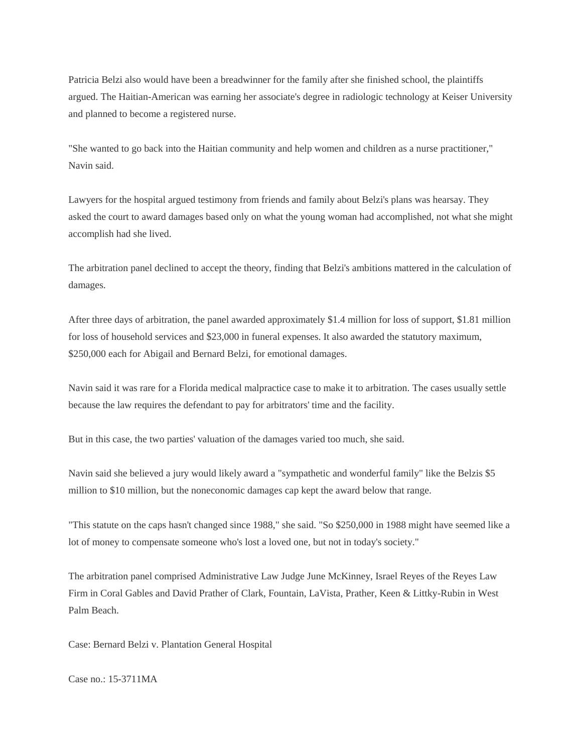Patricia Belzi also would have been a breadwinner for the family after she finished school, the plaintiffs argued. The Haitian-American was earning her associate's degree in radiologic technology at Keiser University and planned to become a registered nurse.

"She wanted to go back into the Haitian community and help women and children as a nurse practitioner," Navin said.

Lawyers for the hospital argued testimony from friends and family about Belzi's plans was hearsay. They asked the court to award damages based only on what the young woman had accomplished, not what she might accomplish had she lived.

The arbitration panel declined to accept the theory, finding that Belzi's ambitions mattered in the calculation of damages.

After three days of arbitration, the panel awarded approximately $1.4 million for loss of support, $1.81 million for loss of household services and $23,000 in funeral expenses. It also awarded the statutory maximum, $250,000 each for Abigail and Bernard Belzi, for emotional damages.

Navin said it was rare for a Florida medical malpractice case to make it to arbitration. The cases usually settle because the law requires the defendant to pay for arbitrators' time and the facility.

But in this case, the two parties' valuation of the damages varied too much, she said.

Navin said she believed a jury would likely award a "sympathetic and wonderful family" like the Belzis $5 million to $10 million, but the noneconomic damages cap kept the award below that range.

"This statute on the caps hasn't changed since 1988," she said. "So $250,000 in 1988 might have seemed like a lot of money to compensate someone who's lost a loved one, but not in today's society."

The arbitration panel comprised Administrative Law Judge June McKinney, Israel Reyes of the Reyes Law Firm in Coral Gables and David Prather of Clark, Fountain, LaVista, Prather, Keen & Littky-Rubin in West Palm Beach.

Case: Bernard Belzi v. Plantation General Hospital

Case no.: 15-3711MA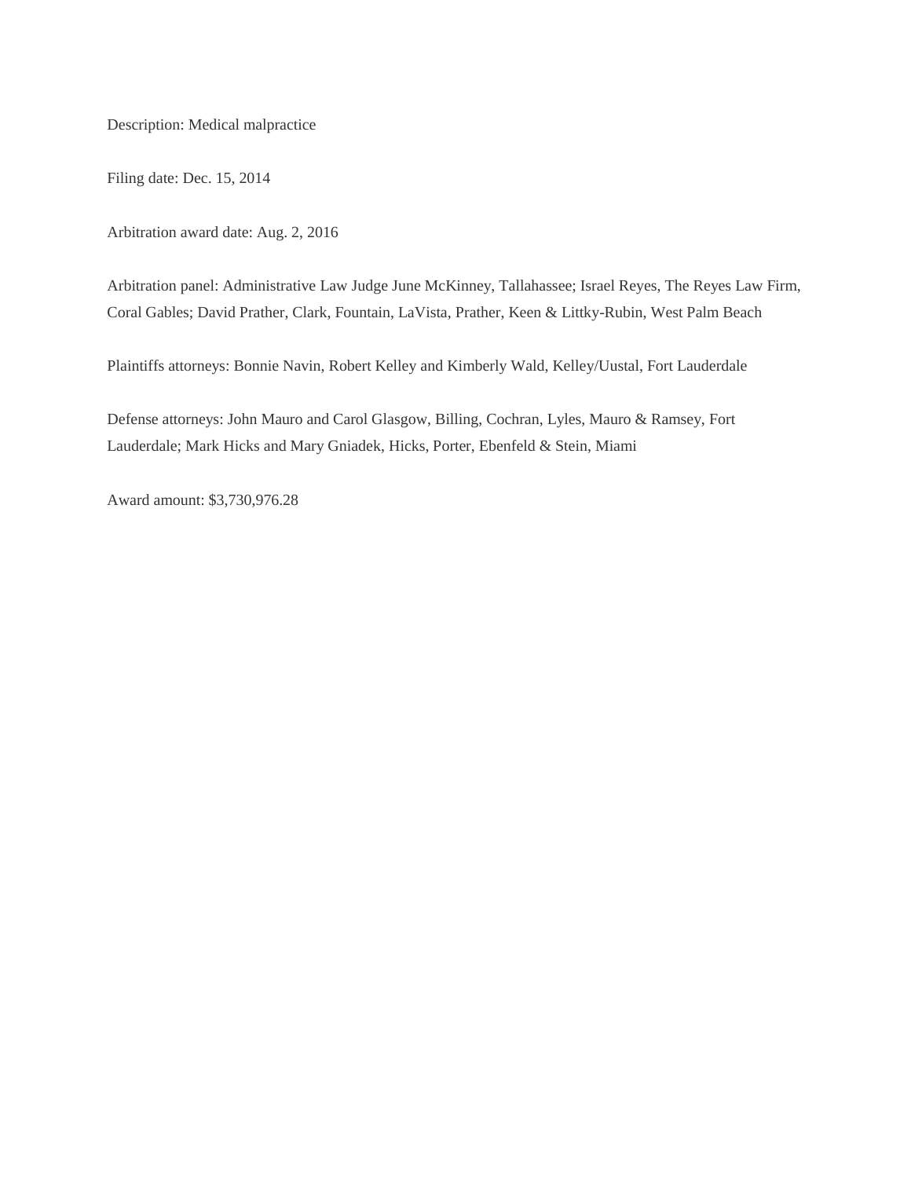Description: Medical malpractice

Filing date: Dec. 15, 2014

Arbitration award date: Aug. 2, 2016

Arbitration panel: Administrative Law Judge June McKinney, Tallahassee; Israel Reyes, The Reyes Law Firm, Coral Gables; David Prather, Clark, Fountain, LaVista, Prather, Keen & Littky-Rubin, West Palm Beach

Plaintiffs attorneys: Bonnie Navin, Robert Kelley and Kimberly Wald, Kelley/Uustal, Fort Lauderdale

Defense attorneys: John Mauro and Carol Glasgow, Billing, Cochran, Lyles, Mauro & Ramsey, Fort Lauderdale; Mark Hicks and Mary Gniadek, Hicks, Porter, Ebenfeld & Stein, Miami

Award amount: $3,730,976.28